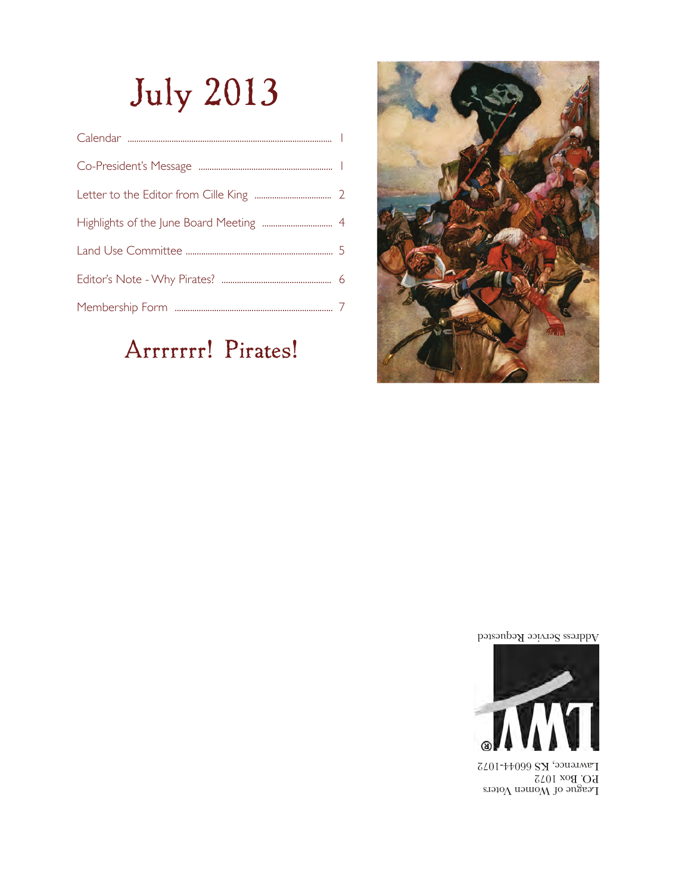# July 2013

| | |
|---|---|
| Calendar | 1 |
| Co-President's Message | 1 |
| Letter to the Editor from Cille King | 2 |
| Highlights of the June Board Meeting | 4 |
| Land Use Committee | 5 |
| Editor's Note - Why Pirates? | 6 |
| Membership Form | 7 |

## Arrrrrrr! Pirates!

Address Service Requested

League of Women Voters
P.O. Box 1072
Lawrence, KS 66044-1072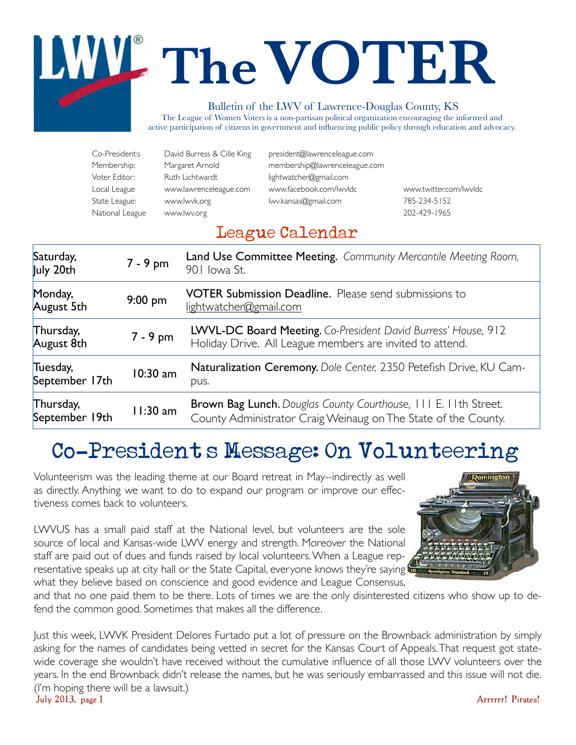# The VOTER

Bulletin of the LWV of Lawrence-Douglas County, KS

The League of Women Voters is a non-partisan political organization encouraging the informed and active participation of citizens in government and influencing public policy through education and advocacy.

| | | | |
|---|---|---|---|
| Co-Presidents: | David Burress & Cille King | president@lawrenceleague.com | |
| Membership: | Margaret Arnold | membership@lawrenceleague.com | |
| Voter Editor: | Ruth Lichtwardt | lightwatcher@gmail.com | |
| Local League | www.lawrenceleague.com | www.facebook.com/lwvldc | www.twitter.com/lwvldc |
| State League: | www.lwvk.org | lwv.kansas@gmail.com | 785-234-5152 |
| National League | www.lwv.org | | 202-429-1965 |

## League Calendar

| | | |
|---|---|---|
| Saturday, July 20th | 7 - 9 pm | **Land Use Committee Meeting.** *Community Mercantile Meeting Room,* 901 Iowa St. |
| Monday, August 5th | 9:00 pm | **VOTER Submission Deadline.** Please send submissions to lightwatcher@gmail.com |
| Thursday, August 8th | 7 - 9 pm | **LWVL-DC Board Meeting.** *Co-President David Burress' House,* 912 Holiday Drive. All League members are invited to attend. |
| Tuesday, September 17th | 10:30 am | **Naturalization Ceremony.** *Dole Center,* 2350 Petefish Drive, KU Campus. |
| Thursday, September 19th | 11:30 am | **Brown Bag Lunch.** *Douglas County Courthouse,* 111 E. 11th Street. County Administrator Craig Weinaug on The State of the County. |

## Co-President's Message: On Volunteering

Volunteerism was the leading theme at our Board retreat in May--indirectly as well as directly. Anything we want to do to expand our program or improve our effectiveness comes back to volunteers.

LWVUS has a small paid staff at the National level, but volunteers are the sole source of local and Kansas-wide LWV energy and strength. Moreover the National staff are paid out of dues and funds raised by local volunteers. When a League representative speaks up at city hall or the State Capital, everyone knows they're saying what they believe based on conscience and good evidence and League Consensus, and that no one paid them to be there. Lots of times we are the only disinterested citizens who show up to defend the common good. Sometimes that makes all the difference.

Just this week, LWVK President Delores Furtado put a lot of pressure on the Brownback administration by simply asking for the names of candidates being vetted in secret for the Kansas Court of Appeals. That request got statewide coverage she wouldn't have received without the cumulative influence of all those LWV volunteers over the years. In the end Brownback didn't release the names, but he was seriously embarrassed and this issue will not die. (I'm hoping there will be a lawsuit.)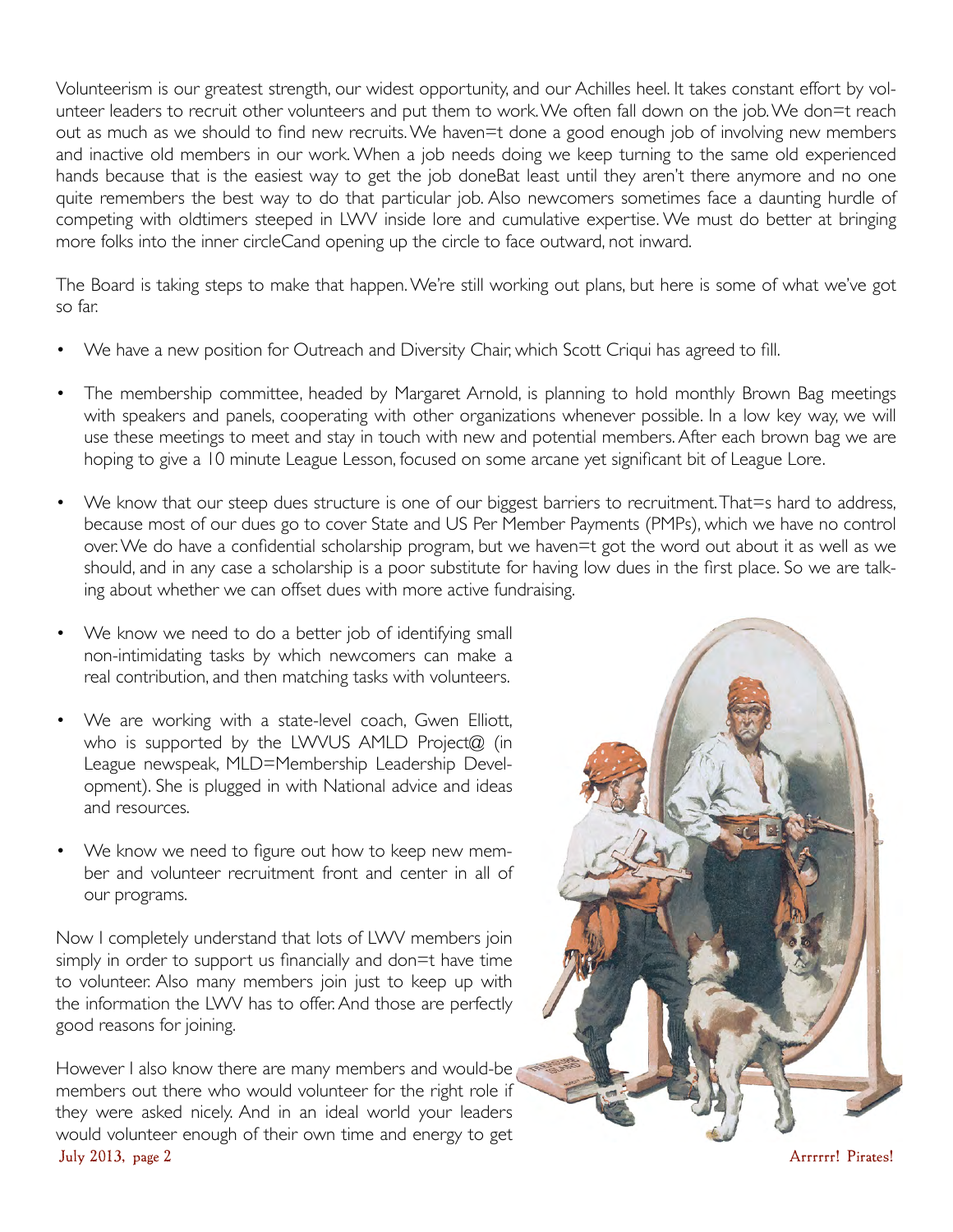Volunteerism is our greatest strength, our widest opportunity, and our Achilles heel. It takes constant effort by volunteer leaders to recruit other volunteers and put them to work. We often fall down on the job. We don=t reach out as much as we should to find new recruits. We haven=t done a good enough job of involving new members and inactive old members in our work. When a job needs doing we keep turning to the same old experienced hands because that is the easiest way to get the job doneBat least until they aren't there anymore and no one quite remembers the best way to do that particular job. Also newcomers sometimes face a daunting hurdle of competing with oldtimers steeped in LWV inside lore and cumulative expertise. We must do better at bringing more folks into the inner circleCand opening up the circle to face outward, not inward.

The Board is taking steps to make that happen. We're still working out plans, but here is some of what we've got so far.

- We have a new position for Outreach and Diversity Chair, which Scott Criqui has agreed to fill.
- The membership committee, headed by Margaret Arnold, is planning to hold monthly Brown Bag meetings with speakers and panels, cooperating with other organizations whenever possible. In a low key way, we will use these meetings to meet and stay in touch with new and potential members. After each brown bag we are hoping to give a 10 minute League Lesson, focused on some arcane yet significant bit of League Lore.
- We know that our steep dues structure is one of our biggest barriers to recruitment. That=s hard to address, because most of our dues go to cover State and US Per Member Payments (PMPs), which we have no control over. We do have a confidential scholarship program, but we haven=t got the word out about it as well as we should, and in any case a scholarship is a poor substitute for having low dues in the first place. So we are talking about whether we can offset dues with more active fundraising.
- We know we need to do a better job of identifying small non-intimidating tasks by which newcomers can make a real contribution, and then matching tasks with volunteers.
- We are working with a state-level coach, Gwen Elliott, who is supported by the LWVUS AMLD Project@ (in League newspeak, MLD=Membership Leadership Development). She is plugged in with National advice and ideas and resources.
- We know we need to figure out how to keep new member and volunteer recruitment front and center in all of our programs.

Now I completely understand that lots of LWV members join simply in order to support us financially and don=t have time to volunteer. Also many members join just to keep up with the information the LWV has to offer. And those are perfectly good reasons for joining.

However I also know there are many members and would-be members out there who would volunteer for the right role if they were asked nicely. And in an ideal world your leaders would volunteer enough of their own time and energy to get

Arrrrr! Pirates!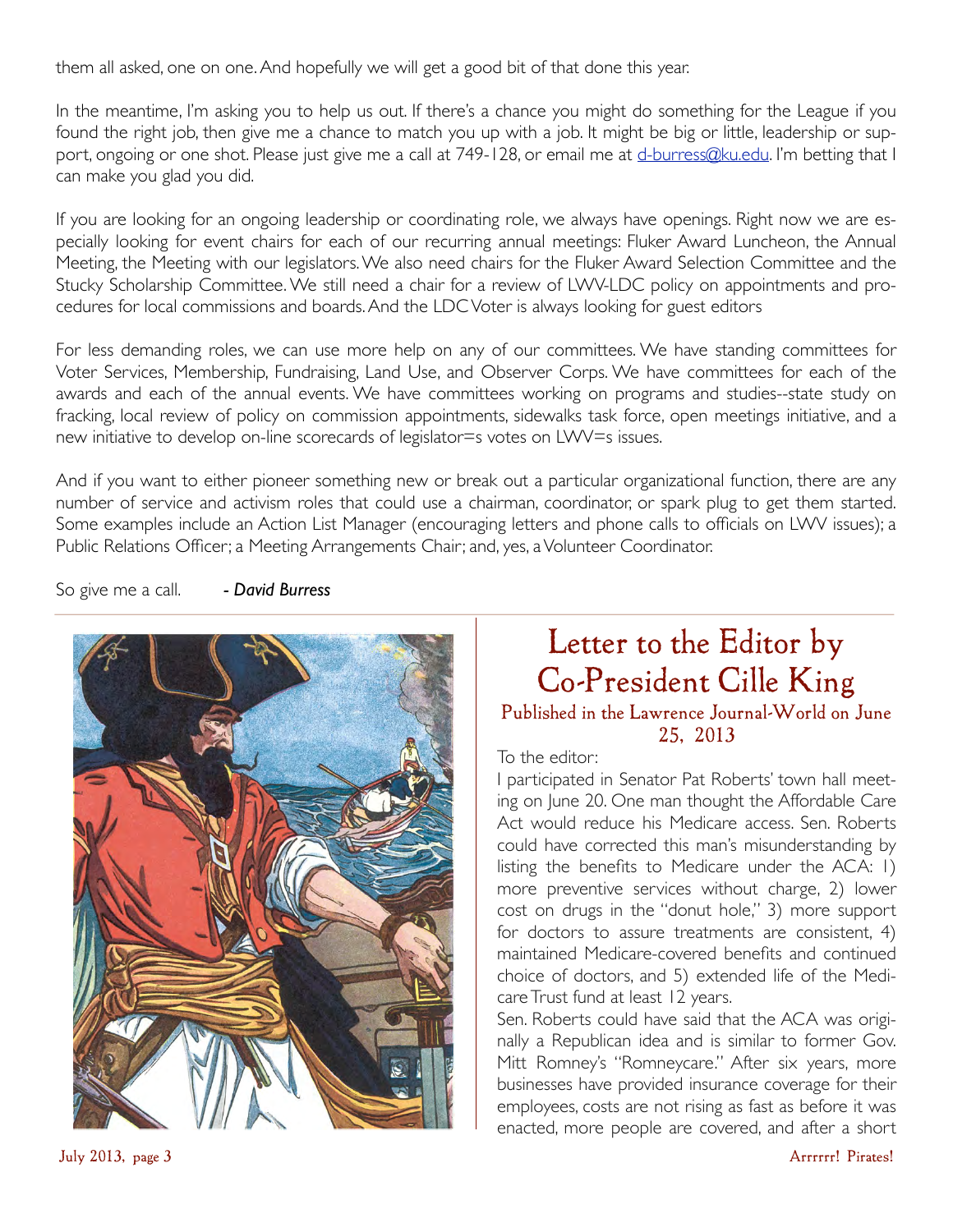them all asked, one on one. And hopefully we will get a good bit of that done this year.

In the meantime, I'm asking you to help us out. If there's a chance you might do something for the League if you found the right job, then give me a chance to match you up with a job. It might be big or little, leadership or support, ongoing or one shot. Please just give me a call at 749-128, or email me at d-burress@ku.edu. I'm betting that I can make you glad you did.

If you are looking for an ongoing leadership or coordinating role, we always have openings. Right now we are especially looking for event chairs for each of our recurring annual meetings: Fluker Award Luncheon, the Annual Meeting, the Meeting with our legislators. We also need chairs for the Fluker Award Selection Committee and the Stucky Scholarship Committee. We still need a chair for a review of LWV-LDC policy on appointments and procedures for local commissions and boards. And the LDC Voter is always looking for guest editors

For less demanding roles, we can use more help on any of our committees. We have standing committees for Voter Services, Membership, Fundraising, Land Use, and Observer Corps. We have committees for each of the awards and each of the annual events. We have committees working on programs and studies--state study on fracking, local review of policy on commission appointments, sidewalks task force, open meetings initiative, and a new initiative to develop on-line scorecards of legislator=s votes on LWV=s issues.

And if you want to either pioneer something new or break out a particular organizational function, there are any number of service and activism roles that could use a chairman, coordinator, or spark plug to get them started. Some examples include an Action List Manager (encouraging letters and phone calls to officials on LWV issues); a Public Relations Officer; a Meeting Arrangements Chair; and, yes, a Volunteer Coordinator.

So give me a call. ***- David Burress***

## Letter to the Editor by Co-President Cille King

### Published in the Lawrence Journal-World on June 25, 2013

To the editor:

I participated in Senator Pat Roberts' town hall meeting on June 20. One man thought the Affordable Care Act would reduce his Medicare access. Sen. Roberts could have corrected this man's misunderstanding by listing the benefits to Medicare under the ACA: 1) more preventive services without charge, 2) lower cost on drugs in the "donut hole," 3) more support for doctors to assure treatments are consistent, 4) maintained Medicare-covered benefits and continued choice of doctors, and 5) extended life of the Medicare Trust fund at least 12 years.

Sen. Roberts could have said that the ACA was originally a Republican idea and is similar to former Gov. Mitt Romney's "Romneycare." After six years, more businesses have provided insurance coverage for their employees, costs are not rising as fast as before it was enacted, more people are covered, and after a short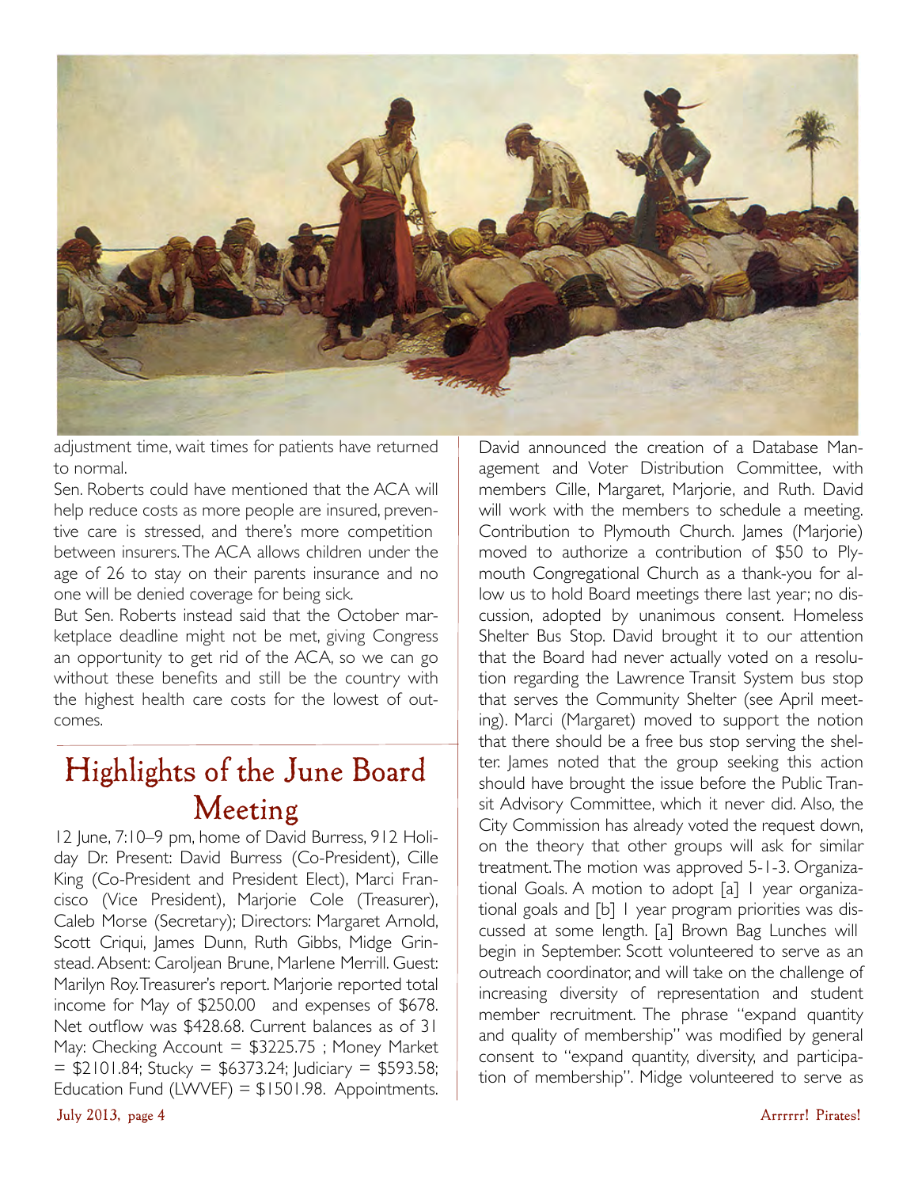adjustment time, wait times for patients have returned to normal.

Sen. Roberts could have mentioned that the ACA will help reduce costs as more people are insured, preventive care is stressed, and there's more competition between insurers. The ACA allows children under the age of 26 to stay on their parents insurance and no one will be denied coverage for being sick.

But Sen. Roberts instead said that the October marketplace deadline might not be met, giving Congress an opportunity to get rid of the ACA, so we can go without these benefits and still be the country with the highest health care costs for the lowest of outcomes.

## Highlights of the June Board Meeting

12 June, 7:10–9 pm, home of David Burress, 912 Holiday Dr. Present: David Burress (Co-President), Cille King (Co-President and President Elect), Marci Francisco (Vice President), Marjorie Cole (Treasurer), Caleb Morse (Secretary); Directors: Margaret Arnold, Scott Criqui, James Dunn, Ruth Gibbs, Midge Grinstead. Absent: Caroljean Brune, Marlene Merrill. Guest: Marilyn Roy. Treasurer's report. Marjorie reported total income for May of $250.00 and expenses of $678. Net outflow was $428.68. Current balances as of 31 May: Checking Account = $3225.75 ; Money Market = $2101.84; Stucky = $6373.24; Judiciary = $593.58; Education Fund (LWVEF) = $1501.98. Appointments. David announced the creation of a Database Management and Voter Distribution Committee, with members Cille, Margaret, Marjorie, and Ruth. David will work with the members to schedule a meeting. Contribution to Plymouth Church. James (Marjorie) moved to authorize a contribution of $50 to Plymouth Congregational Church as a thank-you for allow us to hold Board meetings there last year; no discussion, adopted by unanimous consent. Homeless Shelter Bus Stop. David brought it to our attention that the Board had never actually voted on a resolution regarding the Lawrence Transit System bus stop that serves the Community Shelter (see April meeting). Marci (Margaret) moved to support the notion that there should be a free bus stop serving the shelter. James noted that the group seeking this action should have brought the issue before the Public Transit Advisory Committee, which it never did. Also, the City Commission has already voted the request down, on the theory that other groups will ask for similar treatment. The motion was approved 5-1-3. Organizational Goals. A motion to adopt [a] 1 year organizational goals and [b] 1 year program priorities was discussed at some length. [a] Brown Bag Lunches will begin in September. Scott volunteered to serve as an outreach coordinator, and will take on the challenge of increasing diversity of representation and student member recruitment. The phrase "expand quantity and quality of membership" was modified by general consent to "expand quantity, diversity, and participation of membership". Midge volunteered to serve as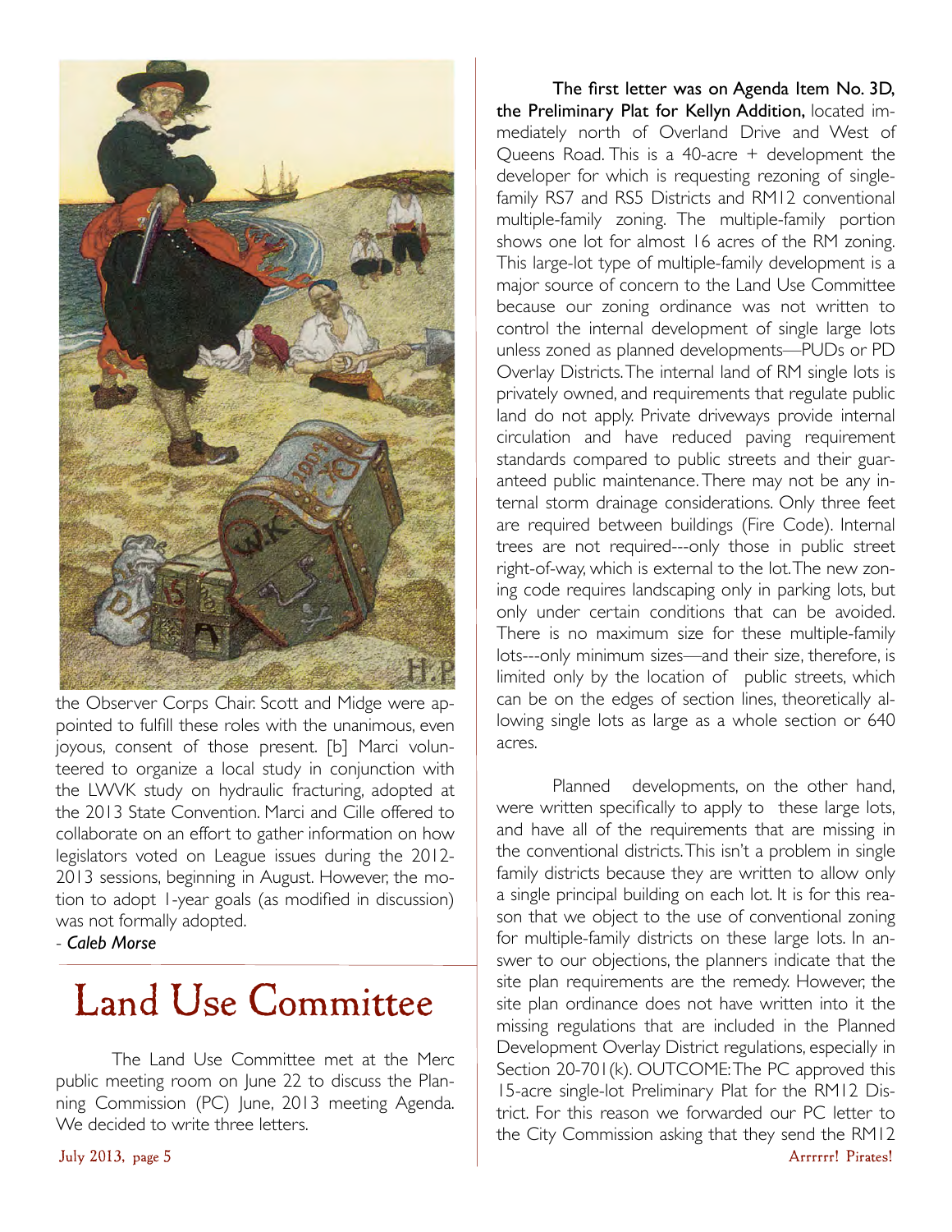the Observer Corps Chair. Scott and Midge were appointed to fulfill these roles with the unanimous, even joyous, consent of those present. [b] Marci volunteered to organize a local study in conjunction with the LWVK study on hydraulic fracturing, adopted at the 2013 State Convention. Marci and Cille offered to collaborate on an effort to gather information on how legislators voted on League issues during the 2012-2013 sessions, beginning in August. However, the motion to adopt 1-year goals (as modified in discussion) was not formally adopted.

- ***Caleb Morse***

# Land Use Committee

The Land Use Committee met at the Merc public meeting room on June 22 to discuss the Planning Commission (PC) June, 2013 meeting Agenda. We decided to write three letters.

**The first letter was on Agenda Item No. 3D, the Preliminary Plat for Kellyn Addition,** located immediately north of Overland Drive and West of Queens Road. This is a 40-acre + development the developer for which is requesting rezoning of single-family RS7 and RS5 Districts and RM12 conventional multiple-family zoning. The multiple-family portion shows one lot for almost 16 acres of the RM zoning. This large-lot type of multiple-family development is a major source of concern to the Land Use Committee because our zoning ordinance was not written to control the internal development of single large lots unless zoned as planned developments—PUDs or PD Overlay Districts. The internal land of RM single lots is privately owned, and requirements that regulate public land do not apply. Private driveways provide internal circulation and have reduced paving requirement standards compared to public streets and their guaranteed public maintenance. There may not be any internal storm drainage considerations. Only three feet are required between buildings (Fire Code). Internal trees are not required---only those in public street right-of-way, which is external to the lot. The new zoning code requires landscaping only in parking lots, but only under certain conditions that can be avoided. There is no maximum size for these multiple-family lots---only minimum sizes—and their size, therefore, is limited only by the location of public streets, which can be on the edges of section lines, theoretically allowing single lots as large as a whole section or 640 acres.

Planned developments, on the other hand, were written specifically to apply to these large lots, and have all of the requirements that are missing in the conventional districts. This isn't a problem in single family districts because they are written to allow only a single principal building on each lot. It is for this reason that we object to the use of conventional zoning for multiple-family districts on these large lots. In answer to our objections, the planners indicate that the site plan requirements are the remedy. However, the site plan ordinance does not have written into it the missing regulations that are included in the Planned Development Overlay District regulations, especially in Section 20-701(k). OUTCOME: The PC approved this 15-acre single-lot Preliminary Plat for the RM12 District. For this reason we forwarded our PC letter to the City Commission asking that they send the RM12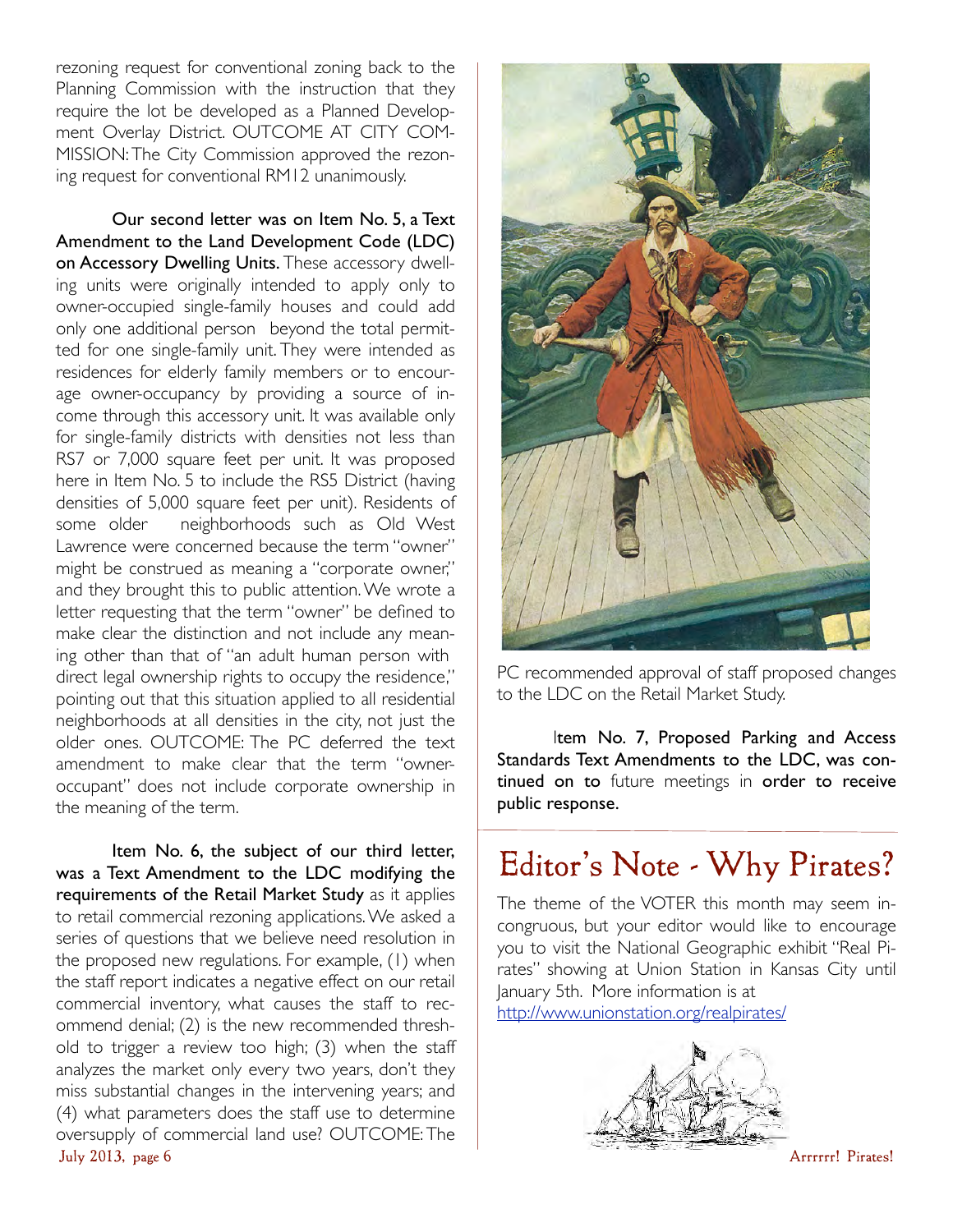rezoning request for conventional zoning back to the Planning Commission with the instruction that they require the lot be developed as a Planned Development Overlay District. OUTCOME AT CITY COMMISSION: The City Commission approved the rezoning request for conventional RM12 unanimously.

**Our second letter was on Item No. 5, a Text Amendment to the Land Development Code (LDC) on Accessory Dwelling Units.** These accessory dwelling units were originally intended to apply only to owner-occupied single-family houses and could add only one additional person beyond the total permitted for one single-family unit. They were intended as residences for elderly family members or to encourage owner-occupancy by providing a source of income through this accessory unit. It was available only for single-family districts with densities not less than RS7 or 7,000 square feet per unit. It was proposed here in Item No. 5 to include the RS5 District (having densities of 5,000 square feet per unit). Residents of some older neighborhoods such as Old West Lawrence were concerned because the term "owner" might be construed as meaning a "corporate owner," and they brought this to public attention. We wrote a letter requesting that the term "owner" be defined to make clear the distinction and not include any meaning other than that of "an adult human person with direct legal ownership rights to occupy the residence," pointing out that this situation applied to all residential neighborhoods at all densities in the city, not just the older ones. OUTCOME: The PC deferred the text amendment to make clear that the term "owner-occupant" does not include corporate ownership in the meaning of the term.

**Item No. 6, the subject of our third letter, was a Text Amendment to the LDC modifying the requirements of the Retail Market Study** as it applies to retail commercial rezoning applications. We asked a series of questions that we believe need resolution in the proposed new regulations. For example, (1) when the staff report indicates a negative effect on our retail commercial inventory, what causes the staff to recommend denial; (2) is the new recommended threshold to trigger a review too high; (3) when the staff analyzes the market only every two years, don't they miss substantial changes in the intervening years; and (4) what parameters does the staff use to determine oversupply of commercial land use? OUTCOME: The PC recommended approval of staff proposed changes to the LDC on the Retail Market Study.

**Item No. 7, Proposed Parking and Access Standards Text Amendments to the LDC, was continued on to** future meetings in **order to receive public response.**

## Editor's Note - Why Pirates?

The theme of the VOTER this month may seem incongruous, but your editor would like to encourage you to visit the National Geographic exhibit "Real Pirates" showing at Union Station in Kansas City until January 5th. More information is at
http://www.unionstation.org/realpirates/

Arrrrrr! Pirates!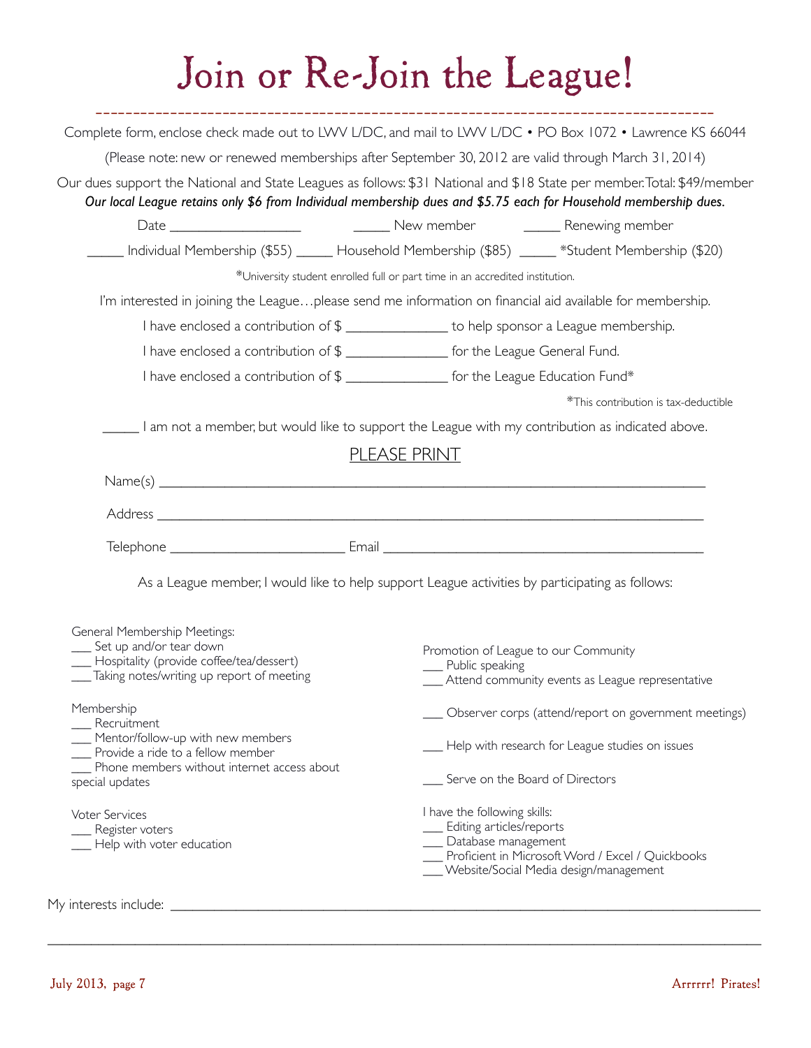# Join or Re-Join the League!

Complete form, enclose check made out to LWV L/DC, and mail to LWV L/DC • PO Box 1072 • Lawrence KS 66044

(Please note: new or renewed memberships after September 30, 2012 are valid through March 31, 2014)

Our dues support the National and State Leagues as follows: $31 National and $18 State per member. Total: $49/member

***Our local League retains only $6 from Individual membership dues and $5.75 each for Household membership dues.***

Date ________________ _____ New member _____ Renewing member

_____ Individual Membership ($55) _____ Household Membership ($85) _____ *Student Membership ($20)

*University student enrolled full or part time in an accredited institution.

I'm interested in joining the League…please send me information on financial aid available for membership.

I have enclosed a contribution of $ _____________ to help sponsor a League membership.

I have enclosed a contribution of $ _____________ for the League General Fund.

I have enclosed a contribution of $ _____________ for the League Education Fund*

*This contribution is tax-deductible

_____ I am not a member, but would like to support the League with my contribution as indicated above.

PLEASE PRINT

Name(s) ______________________________________________________________________

Address ______________________________________________________________________

Telephone ______________________ Email ________________________________________

As a League member, I would like to help support League activities by participating as follows:

General Membership Meetings:
___ Set up and/or tear down
___ Hospitality (provide coffee/tea/dessert)
___ Taking notes/writing up report of meeting

Membership
___ Recruitment
___ Mentor/follow-up with new members
___ Provide a ride to a fellow member
___ Phone members without internet access about special updates

Voter Services
___ Register voters
___ Help with voter education

Promotion of League to our Community
___ Public speaking
___ Attend community events as League representative

___ Observer corps (attend/report on government meetings)

___ Help with research for League studies on issues

___ Serve on the Board of Directors

I have the following skills:
___ Editing articles/reports
___ Database management
___ Proficient in Microsoft Word / Excel / Quickbooks
___ Website/Social Media design/management

My interests include: ______________________________________________________________________

______________________________________________________________________________________